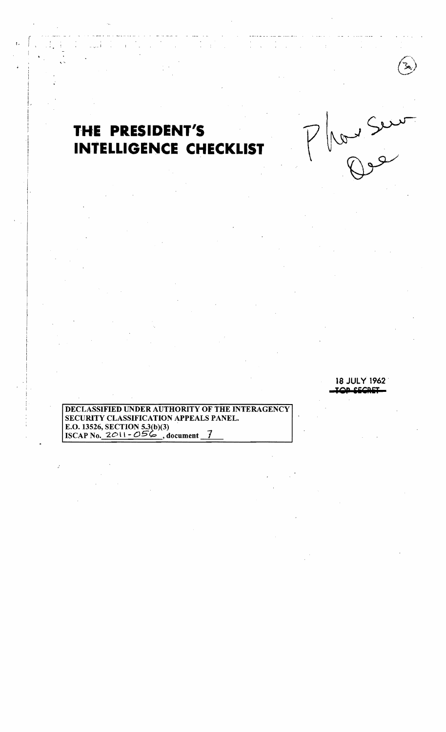# THE PRESIDENT'S INTELLIGENCE CHECKLIST

18 JULY 1962

~~TOP SECRET~~

DECLASSIFIED UNDER AUTHORITY OF THE INTERAGENCY SECURITY CLASSIFICATION APPEALS PANEL.
E.O. 13526, SECTION 5.3(b)(3)
ISCAP No. 2011 - 056, document 7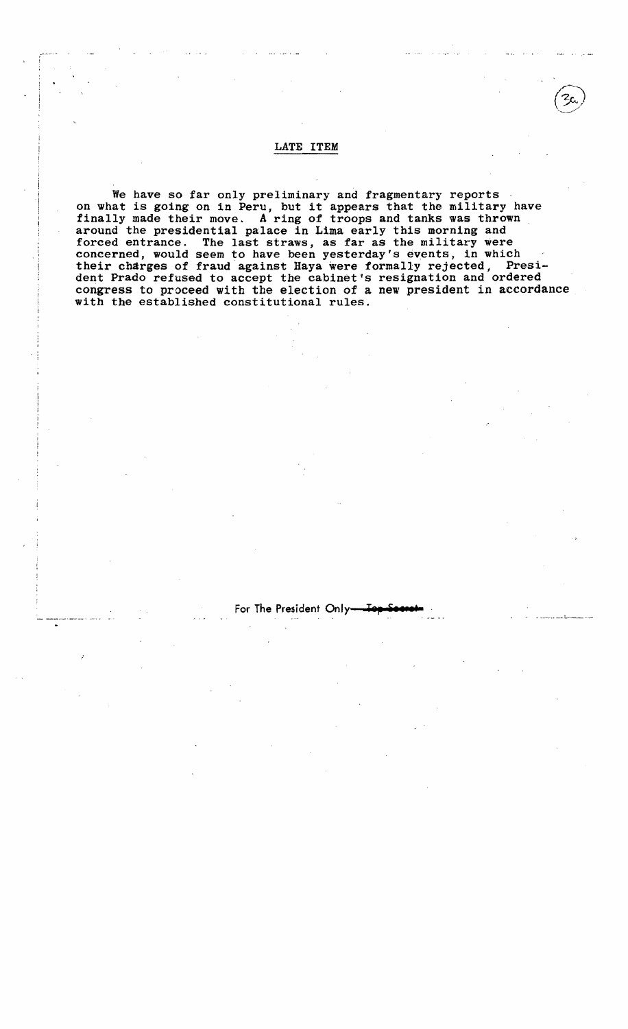## LATE ITEM

We have so far only preliminary and fragmentary reports on what is going on in Peru, but it appears that the military have finally made their move. A ring of troops and tanks was thrown around the presidential palace in Lima early this morning and forced entrance. The last straws, as far as the military were concerned, would seem to have been yesterday's events, in which their charges of fraud against Haya were formally rejected, President Prado refused to accept the cabinet's resignation and ordered congress to proceed with the election of a new president in accordance with the established constitutional rules.

For The President Only—~~Top Secret~~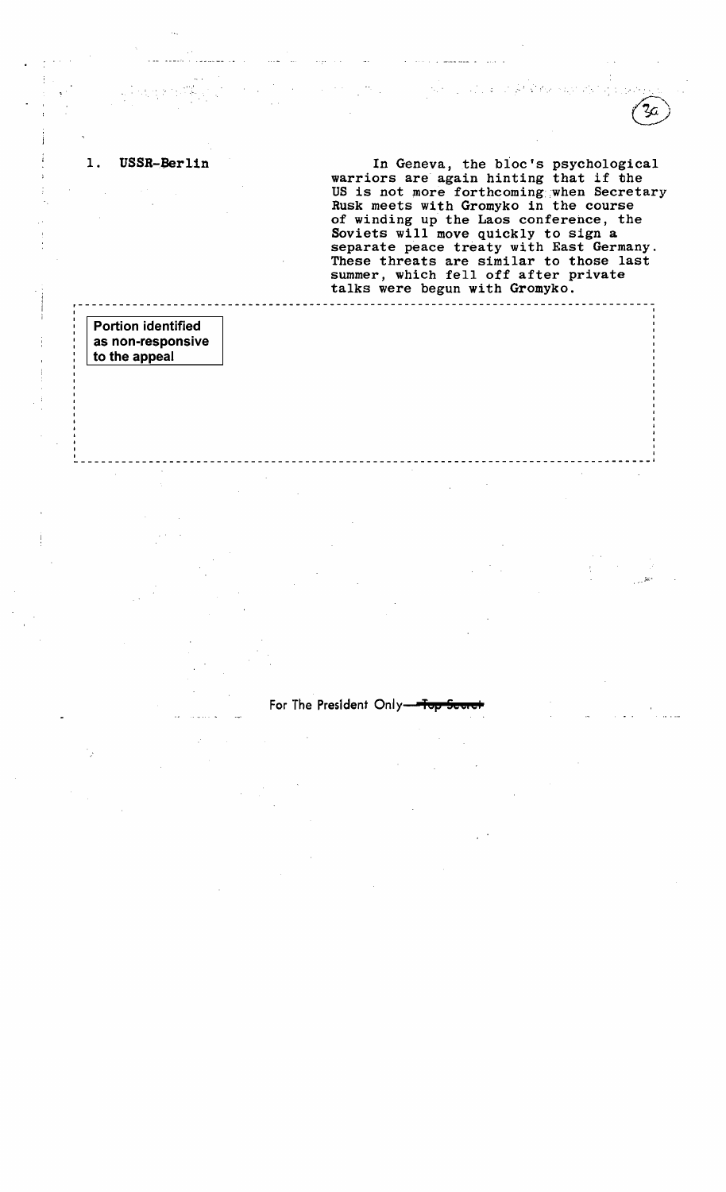1. **USSR-Berlin**

In Geneva, the bloc's psychological warriors are again hinting that if the US is not more forthcoming when Secretary Rusk meets with Gromyko in the course of winding up the Laos conference, the Soviets will move quickly to sign a separate peace treaty with East Germany. These threats are similar to those last summer, which fell off after private talks were begun with Gromyko.

**Portion identified as non-responsive to the appeal**

For The President Only—~~Top Secret~~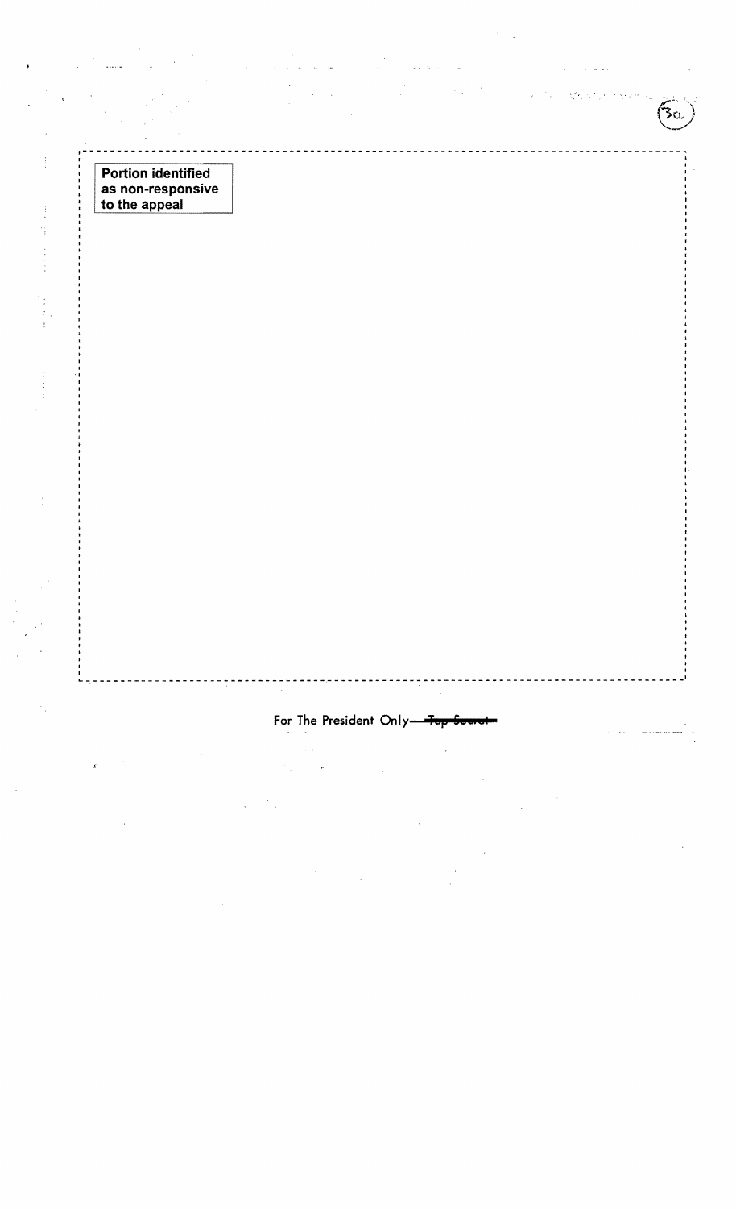Portion identified as non-responsive to the appeal

For The President Only—~~Top Secret~~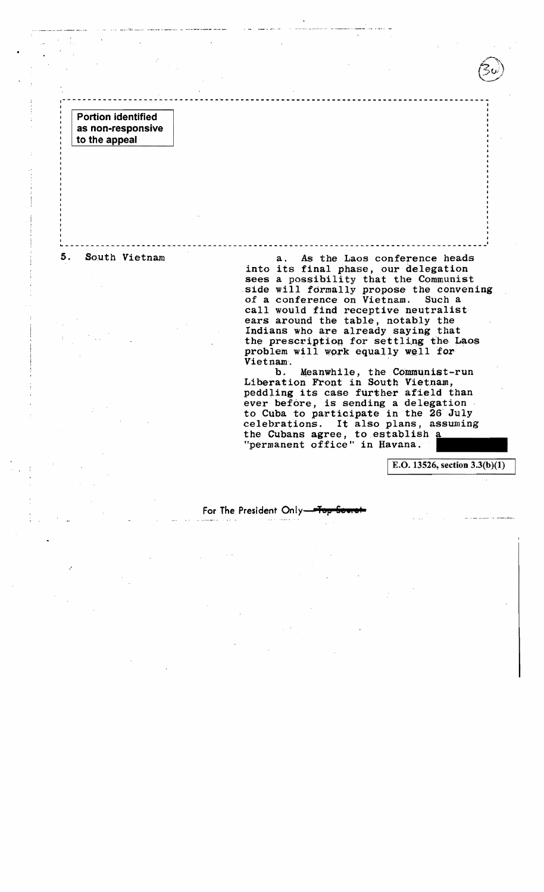Portion identified as non-responsive to the appeal

**5. South Vietnam**

a. As the Laos conference heads into its final phase, our delegation sees a possibility that the Communist side will formally propose the convening of a conference on Vietnam. Such a call would find receptive neutralist ears around the table, notably the Indians who are already saying that the prescription for settling the Laos problem will work equally well for Vietnam.

b. Meanwhile, the Communist-run Liberation Front in South Vietnam, peddling its case further afield than ever before, is sending a delegation to Cuba to participate in the 26 July celebrations. It also plans, assuming the Cubans agree, to establish a "permanent office" in Havana.

E.O. 13526, section 3.3(b)(1)

For The President Only—~~Top Secret~~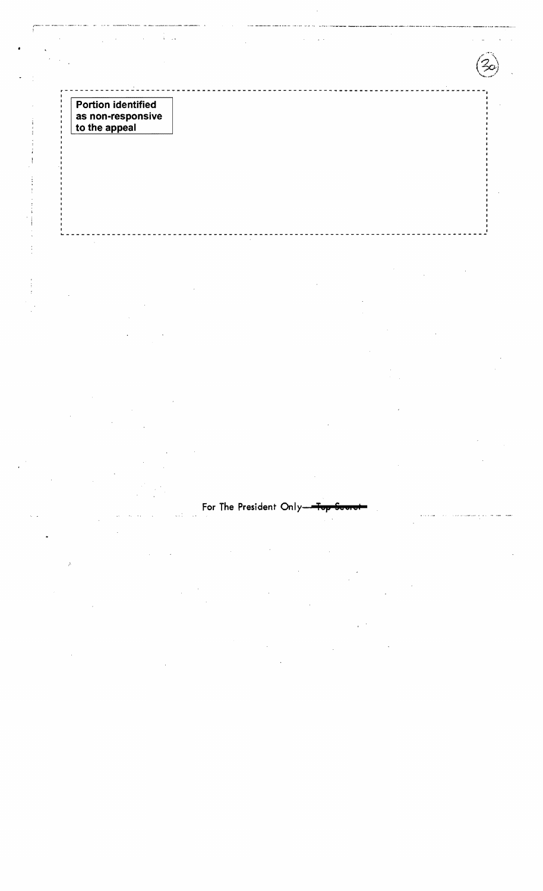Portion identified as non-responsive to the appeal

For The President Only—~~Top Secret~~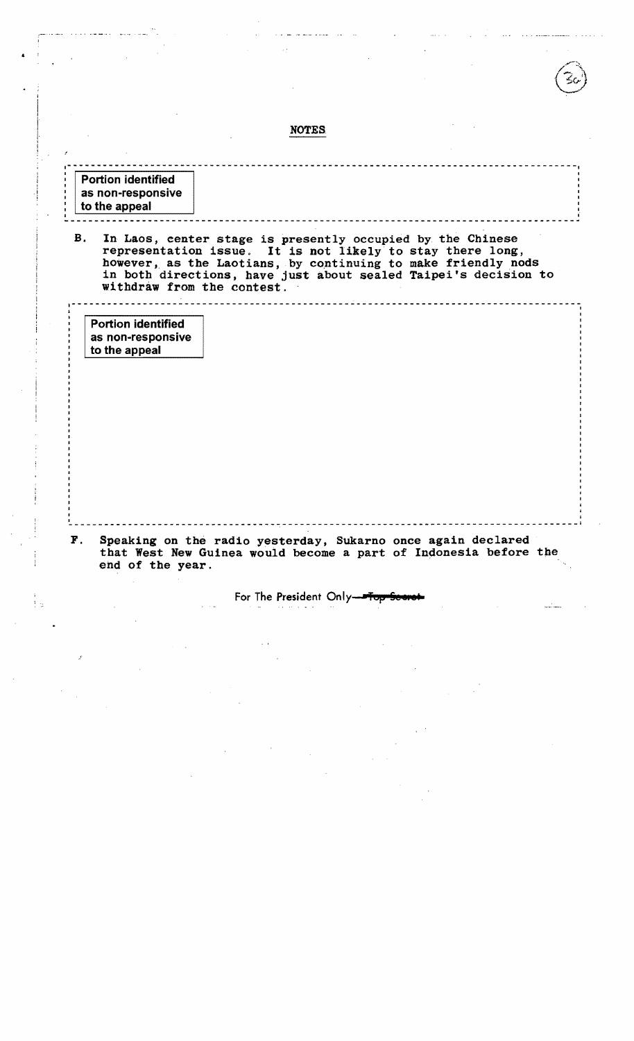## NOTES

Portion identified as non-responsive to the appeal

B. In Laos, center stage is presently occupied by the Chinese representation issue. It is not likely to stay there long, however, as the Laotians, by continuing to make friendly nods in both directions, have just about sealed Taipei's decision to withdraw from the contest.

Portion identified as non-responsive to the appeal

F. Speaking on the radio yesterday, Sukarno once again declared that West New Guinea would become a part of Indonesia before the end of the year.

For The President Only—~~Top Secret~~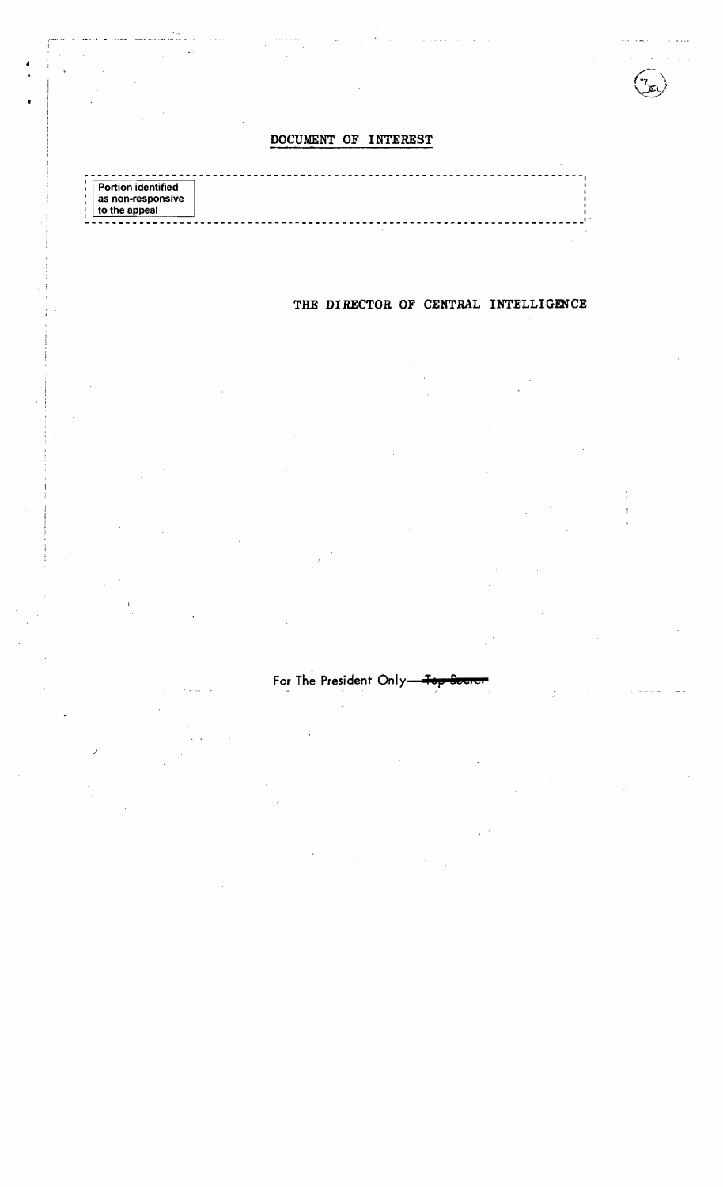DOCUMENT OF INTEREST

Portion identified as non-responsive to the appeal

THE DIRECTOR OF CENTRAL INTELLIGENCE

For The President Only—~~Top Secret~~